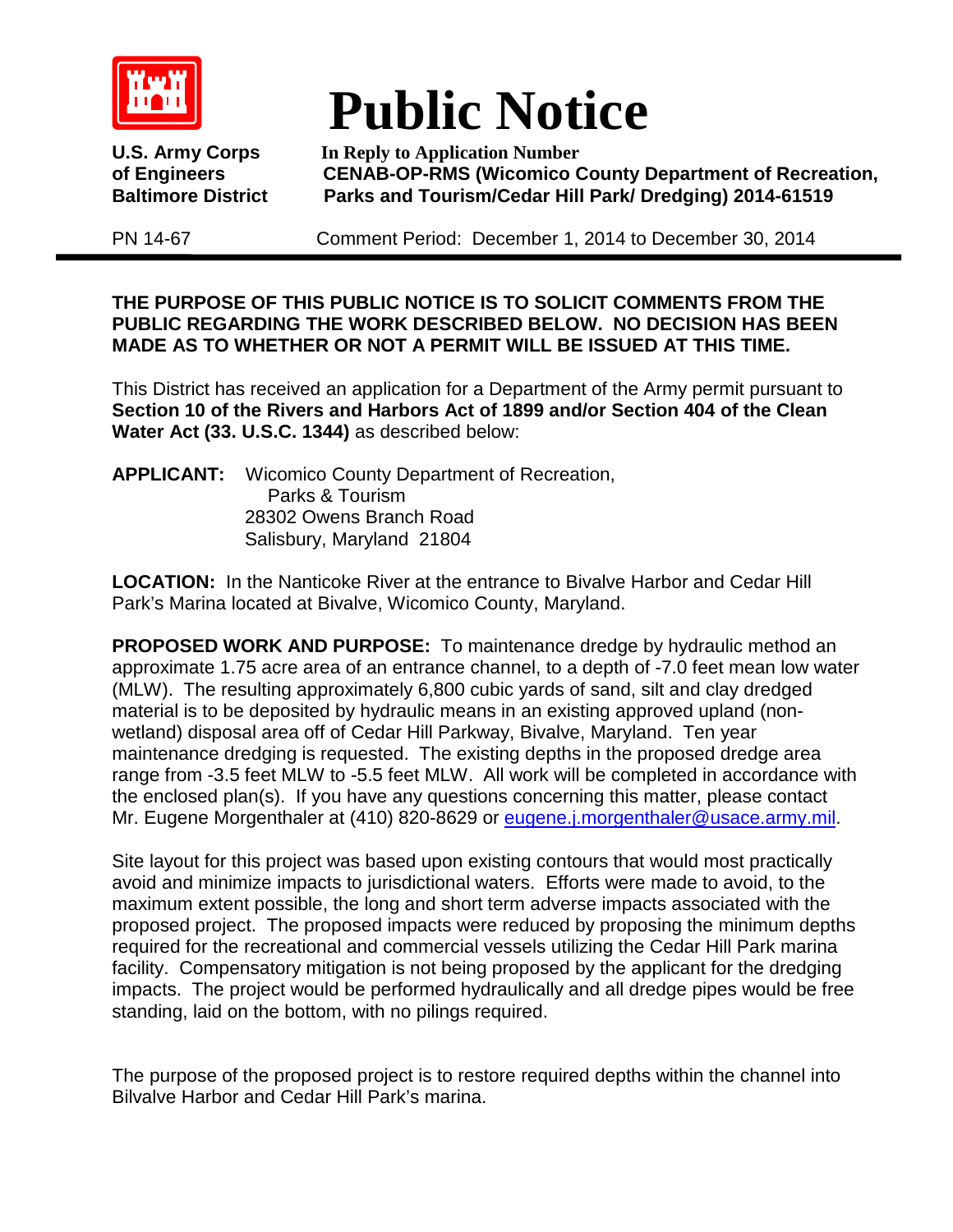# Public Notice

**U.S. Army Corps of Engineers Baltimore District**

**In Reply to Application Number**
**CENAB-OP-RMS (Wicomico County Department of Recreation, Parks and Tourism/Cedar Hill Park/ Dredging) 2014-61519**

PN 14-67

Comment Period: December 1, 2014 to December 30, 2014

**THE PURPOSE OF THIS PUBLIC NOTICE IS TO SOLICIT COMMENTS FROM THE PUBLIC REGARDING THE WORK DESCRIBED BELOW. NO DECISION HAS BEEN MADE AS TO WHETHER OR NOT A PERMIT WILL BE ISSUED AT THIS TIME.**

This District has received an application for a Department of the Army permit pursuant to **Section 10 of the Rivers and Harbors Act of 1899 and/or Section 404 of the Clean Water Act (33. U.S.C. 1344)** as described below:

**APPLICANT:** Wicomico County Department of Recreation,
Parks & Tourism
28302 Owens Branch Road
Salisbury, Maryland 21804

**LOCATION:** In the Nanticoke River at the entrance to Bivalve Harbor and Cedar Hill Park's Marina located at Bivalve, Wicomico County, Maryland.

**PROPOSED WORK AND PURPOSE:** To maintenance dredge by hydraulic method an approximate 1.75 acre area of an entrance channel, to a depth of -7.0 feet mean low water (MLW). The resulting approximately 6,800 cubic yards of sand, silt and clay dredged material is to be deposited by hydraulic means in an existing approved upland (non-wetland) disposal area off of Cedar Hill Parkway, Bivalve, Maryland. Ten year maintenance dredging is requested. The existing depths in the proposed dredge area range from -3.5 feet MLW to -5.5 feet MLW. All work will be completed in accordance with the enclosed plan(s). If you have any questions concerning this matter, please contact Mr. Eugene Morgenthaler at (410) 820-8629 or eugene.j.morgenthaler@usace.army.mil.

Site layout for this project was based upon existing contours that would most practically avoid and minimize impacts to jurisdictional waters. Efforts were made to avoid, to the maximum extent possible, the long and short term adverse impacts associated with the proposed project. The proposed impacts were reduced by proposing the minimum depths required for the recreational and commercial vessels utilizing the Cedar Hill Park marina facility. Compensatory mitigation is not being proposed by the applicant for the dredging impacts. The project would be performed hydraulically and all dredge pipes would be free standing, laid on the bottom, with no pilings required.

The purpose of the proposed project is to restore required depths within the channel into Bilvalve Harbor and Cedar Hill Park's marina.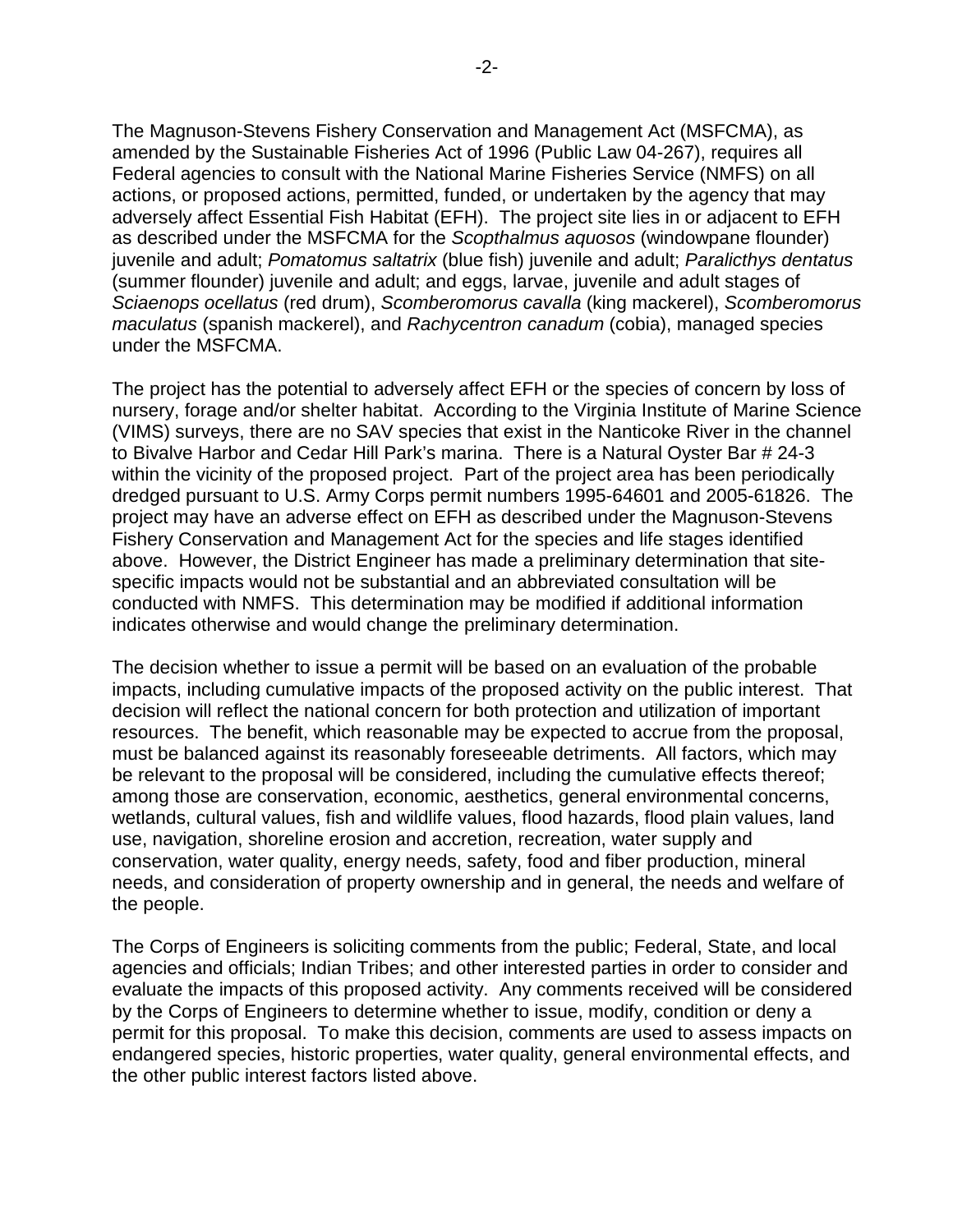The Magnuson-Stevens Fishery Conservation and Management Act (MSFCMA), as amended by the Sustainable Fisheries Act of 1996 (Public Law 04-267), requires all Federal agencies to consult with the National Marine Fisheries Service (NMFS) on all actions, or proposed actions, permitted, funded, or undertaken by the agency that may adversely affect Essential Fish Habitat (EFH). The project site lies in or adjacent to EFH as described under the MSFCMA for the *Scopthalmus aquosos* (windowpane flounder) juvenile and adult; *Pomatomus saltatrix* (blue fish) juvenile and adult; *Paralicthys dentatus* (summer flounder) juvenile and adult; and eggs, larvae, juvenile and adult stages of *Sciaenops ocellatus* (red drum), *Scomberomorus cavalla* (king mackerel), *Scomberomorus maculatus* (spanish mackerel), and *Rachycentron canadum* (cobia), managed species under the MSFCMA.

The project has the potential to adversely affect EFH or the species of concern by loss of nursery, forage and/or shelter habitat. According to the Virginia Institute of Marine Science (VIMS) surveys, there are no SAV species that exist in the Nanticoke River in the channel to Bivalve Harbor and Cedar Hill Park's marina. There is a Natural Oyster Bar # 24-3 within the vicinity of the proposed project. Part of the project area has been periodically dredged pursuant to U.S. Army Corps permit numbers 1995-64601 and 2005-61826. The project may have an adverse effect on EFH as described under the Magnuson-Stevens Fishery Conservation and Management Act for the species and life stages identified above. However, the District Engineer has made a preliminary determination that site-specific impacts would not be substantial and an abbreviated consultation will be conducted with NMFS. This determination may be modified if additional information indicates otherwise and would change the preliminary determination.

The decision whether to issue a permit will be based on an evaluation of the probable impacts, including cumulative impacts of the proposed activity on the public interest. That decision will reflect the national concern for both protection and utilization of important resources. The benefit, which reasonable may be expected to accrue from the proposal, must be balanced against its reasonably foreseeable detriments. All factors, which may be relevant to the proposal will be considered, including the cumulative effects thereof; among those are conservation, economic, aesthetics, general environmental concerns, wetlands, cultural values, fish and wildlife values, flood hazards, flood plain values, land use, navigation, shoreline erosion and accretion, recreation, water supply and conservation, water quality, energy needs, safety, food and fiber production, mineral needs, and consideration of property ownership and in general, the needs and welfare of the people.

The Corps of Engineers is soliciting comments from the public; Federal, State, and local agencies and officials; Indian Tribes; and other interested parties in order to consider and evaluate the impacts of this proposed activity. Any comments received will be considered by the Corps of Engineers to determine whether to issue, modify, condition or deny a permit for this proposal. To make this decision, comments are used to assess impacts on endangered species, historic properties, water quality, general environmental effects, and the other public interest factors listed above.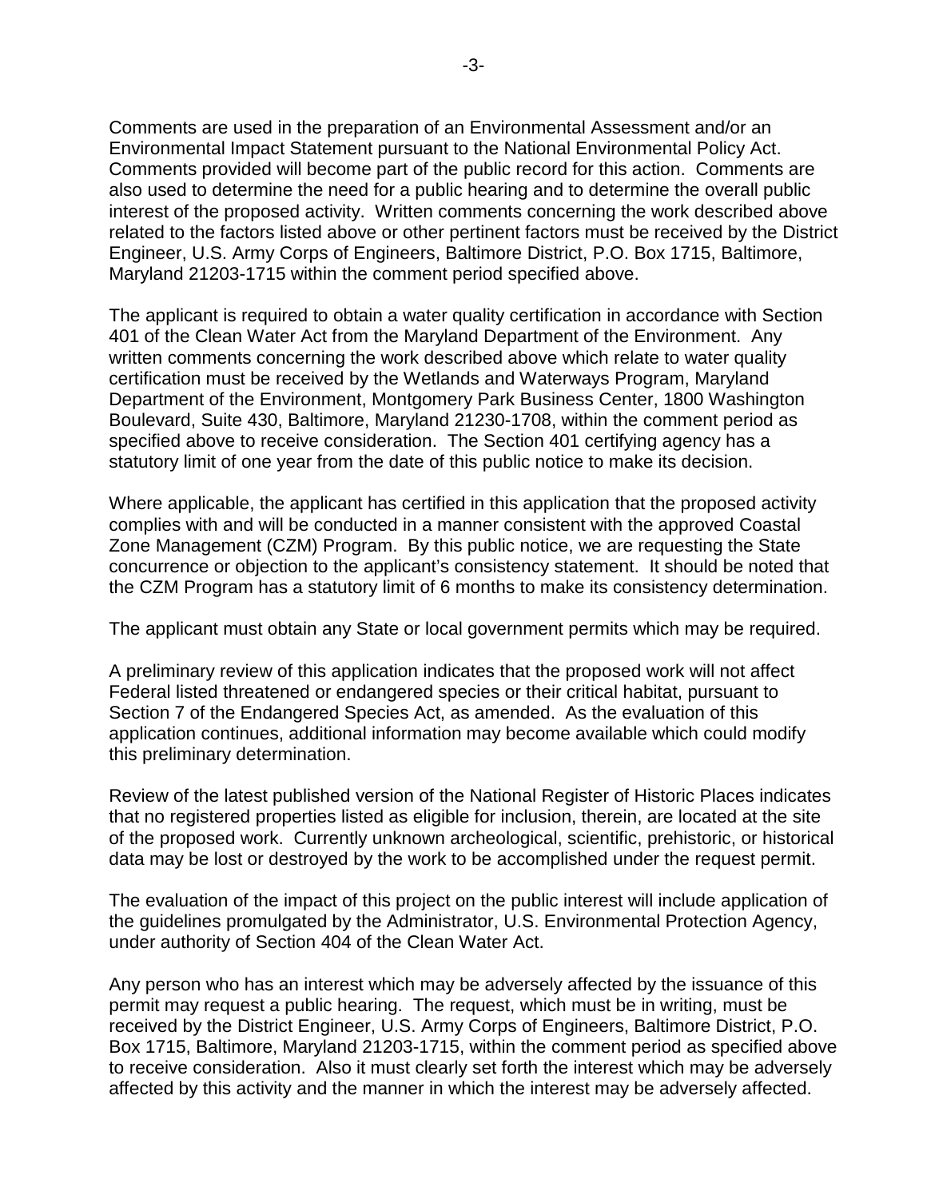Comments are used in the preparation of an Environmental Assessment and/or an Environmental Impact Statement pursuant to the National Environmental Policy Act. Comments provided will become part of the public record for this action. Comments are also used to determine the need for a public hearing and to determine the overall public interest of the proposed activity. Written comments concerning the work described above related to the factors listed above or other pertinent factors must be received by the District Engineer, U.S. Army Corps of Engineers, Baltimore District, P.O. Box 1715, Baltimore, Maryland 21203-1715 within the comment period specified above.

The applicant is required to obtain a water quality certification in accordance with Section 401 of the Clean Water Act from the Maryland Department of the Environment. Any written comments concerning the work described above which relate to water quality certification must be received by the Wetlands and Waterways Program, Maryland Department of the Environment, Montgomery Park Business Center, 1800 Washington Boulevard, Suite 430, Baltimore, Maryland 21230-1708, within the comment period as specified above to receive consideration. The Section 401 certifying agency has a statutory limit of one year from the date of this public notice to make its decision.

Where applicable, the applicant has certified in this application that the proposed activity complies with and will be conducted in a manner consistent with the approved Coastal Zone Management (CZM) Program. By this public notice, we are requesting the State concurrence or objection to the applicant's consistency statement. It should be noted that the CZM Program has a statutory limit of 6 months to make its consistency determination.

The applicant must obtain any State or local government permits which may be required.

A preliminary review of this application indicates that the proposed work will not affect Federal listed threatened or endangered species or their critical habitat, pursuant to Section 7 of the Endangered Species Act, as amended. As the evaluation of this application continues, additional information may become available which could modify this preliminary determination.

Review of the latest published version of the National Register of Historic Places indicates that no registered properties listed as eligible for inclusion, therein, are located at the site of the proposed work. Currently unknown archeological, scientific, prehistoric, or historical data may be lost or destroyed by the work to be accomplished under the request permit.

The evaluation of the impact of this project on the public interest will include application of the guidelines promulgated by the Administrator, U.S. Environmental Protection Agency, under authority of Section 404 of the Clean Water Act.

Any person who has an interest which may be adversely affected by the issuance of this permit may request a public hearing. The request, which must be in writing, must be received by the District Engineer, U.S. Army Corps of Engineers, Baltimore District, P.O. Box 1715, Baltimore, Maryland 21203-1715, within the comment period as specified above to receive consideration. Also it must clearly set forth the interest which may be adversely affected by this activity and the manner in which the interest may be adversely affected.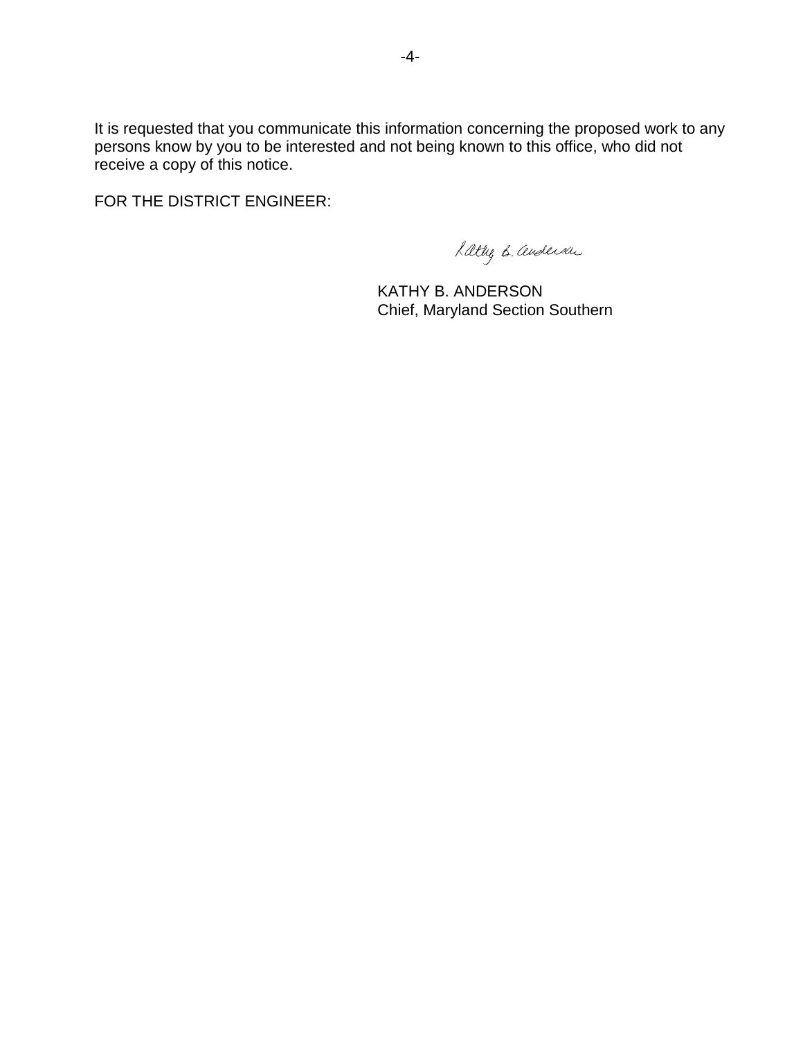It is requested that you communicate this information concerning the proposed work to any persons know by you to be interested and not being known to this office, who did not receive a copy of this notice.

FOR THE DISTRICT ENGINEER:

KATHY B. ANDERSON  
Chief, Maryland Section Southern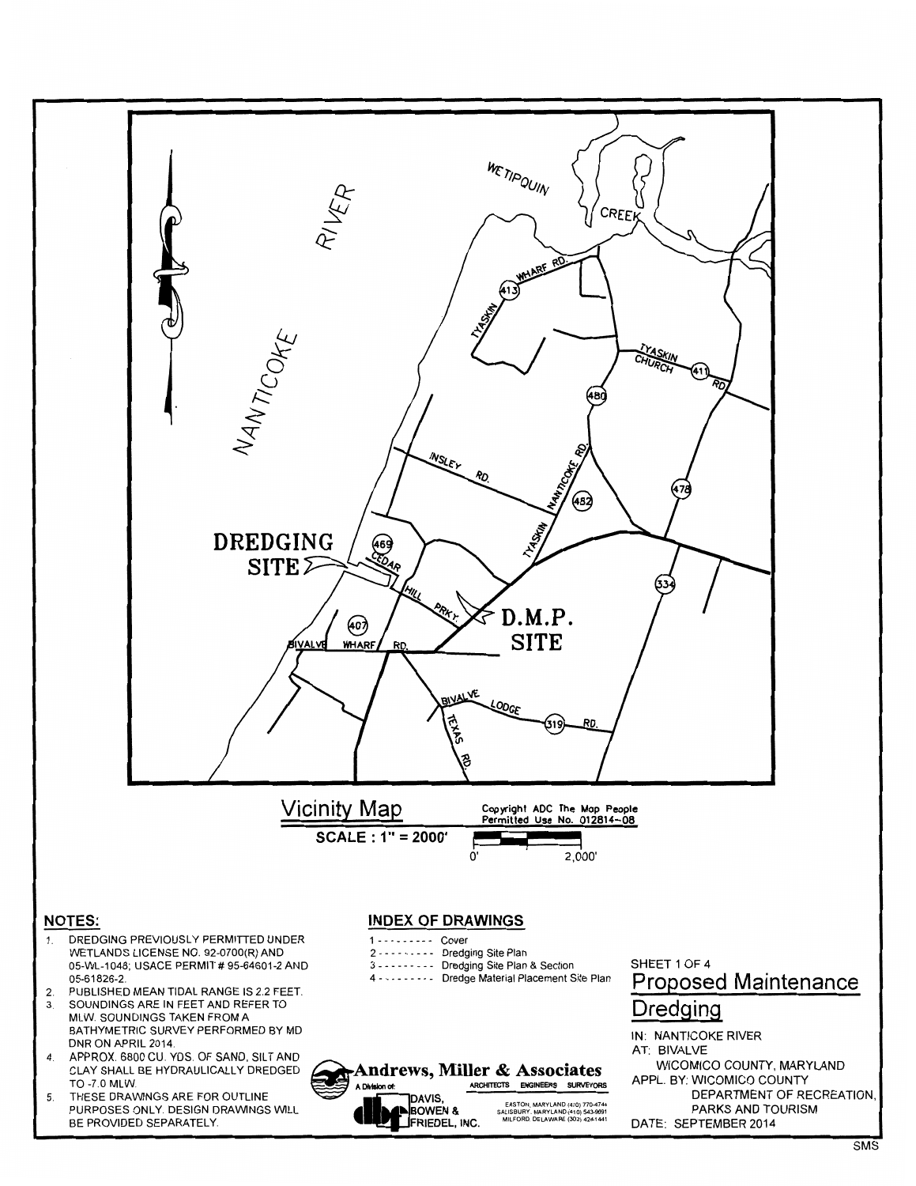DREDGING SITE

D.M.P. SITE

NANTICOKE RIVER

WETIPQUIN CREEK

TYASKIN WHARF RD. (413)

TYASKIN CHURCH RD (411)

(480)

INSLEY RD.

NANTICOKE RD. (482)

TYASKIN

(478)

(469) CEDAR HILL PRKY.

(334)

(407)

BIVALVE WHARF RD.

BIVALVE LODGE (319) RD.

TEXAS RD.

## Vicinity Map

**SCALE : 1" = 2000'**

Copyright ADC The Map People
Permitted Use No. 012814-08

0' 2,000'

## NOTES:

1. DREDGING PREVIOUSLY PERMITTED UNDER WETLANDS LICENSE NO. 92-0700(R) AND 05-WL-1048; USACE PERMIT # 95-64601-2 AND 05-61826-2.
2. PUBLISHED MEAN TIDAL RANGE IS 2.2 FEET.
3. SOUNDINGS ARE IN FEET AND REFER TO MLW. SOUNDINGS TAKEN FROM A BATHYMETRIC SURVEY PERFORMED BY MD DNR ON APRIL 2014.
4. APPROX. 6800 CU. YDS. OF SAND, SILT AND CLAY SHALL BE HYDRAULICALLY DREDGED TO -7.0 MLW.
5. THESE DRAWINGS ARE FOR OUTLINE PURPOSES ONLY. DESIGN DRAWINGS WILL BE PROVIDED SEPARATELY.

## INDEX OF DRAWINGS

1 ---------- Cover
2 ---------- Dredging Site Plan
3 ---------- Dredging Site Plan & Section
4 ---------- Dredge Material Placement Site Plan

**Andrews, Miller & Associates**
ARCHITECTS ENGINEERS SURVEYORS
A Division of: DAVIS, BOWEN & FRIEDEL, INC.
EASTON, MARYLAND (410) 770-4744
SALISBURY, MARYLAND (410) 543-9091
MILFORD, DELAWARE (302) 424-1441

SHEET 1 OF 4

## Proposed Maintenance Dredging

IN: NANTICOKE RIVER
AT: BIVALVE
WICOMICO COUNTY, MARYLAND
APPL. BY: WICOMICO COUNTY DEPARTMENT OF RECREATION, PARKS AND TOURISM
DATE: SEPTEMBER 2014

SMS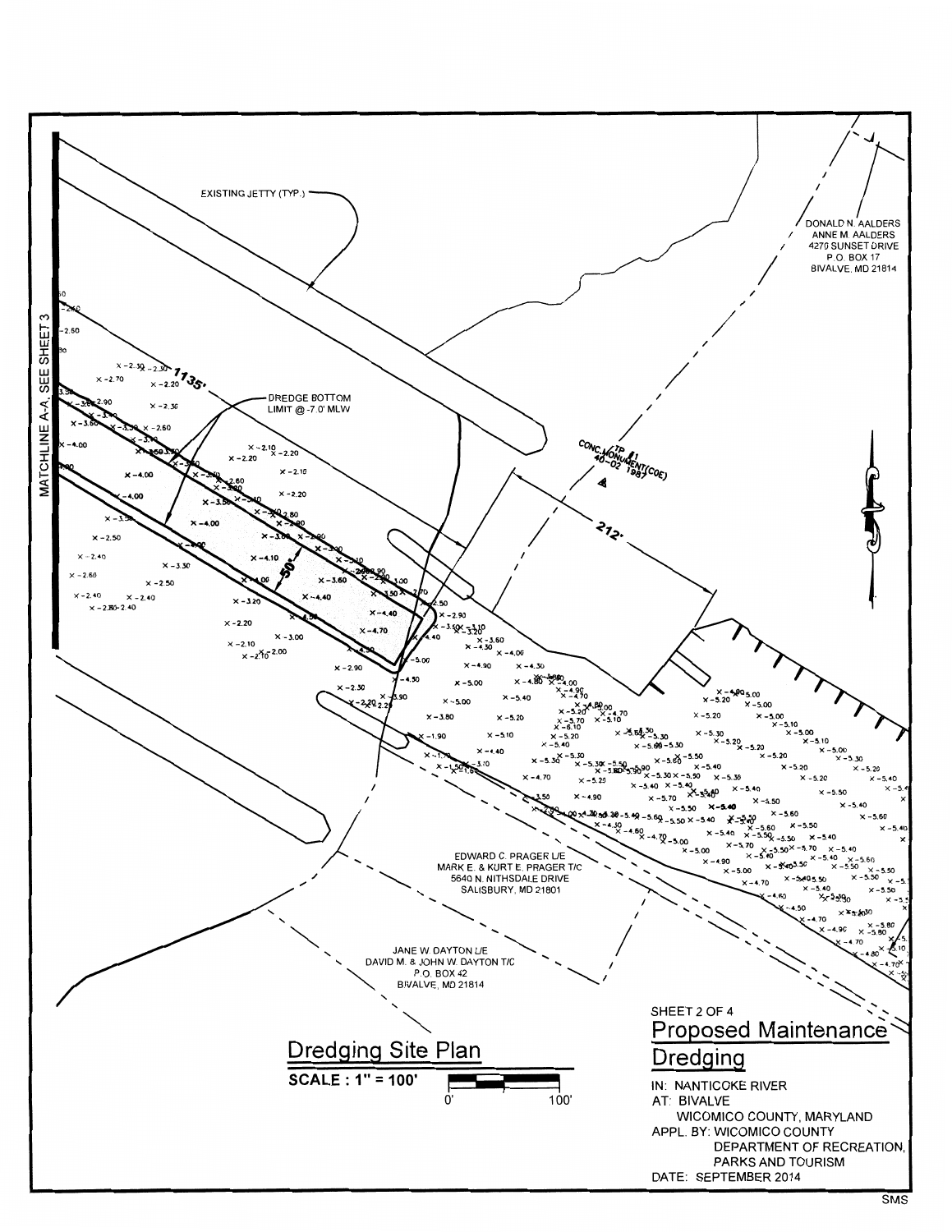EXISTING JETTY (TYP.)

DONALD N. AALDERS
ANNE M. AALDERS
4270 SUNSET DRIVE
P.O. BOX 17
BIVALVE, MD 21814

MATCHLINE A-A, SEE SHEET 3

1135'

DREDGE BOTTOM LIMIT @ -7.0' MLW

50'

212'

TP #1 CONC. MONUMENT (COE) 40-02 1987

EDWARD C. PRAGER L/E
MARK E. & KURT E. PRAGER T/C
5640 N. NITHSDALE DRIVE
SALISBURY, MD 21801

JANE W. DAYTON L/E
DAVID M. & JOHN W. DAYTON T/C
P.O. BOX 42
BIVALVE, MD 21814

## Dredging Site Plan

**SCALE : 1" = 100'**

0' 100'

SHEET 2 OF 4

## Proposed Maintenance Dredging

IN: NANTICOKE RIVER
AT: BIVALVE
WICOMICO COUNTY, MARYLAND
APPL. BY: WICOMICO COUNTY
DEPARTMENT OF RECREATION, PARKS AND TOURISM
DATE: SEPTEMBER 2014

SMS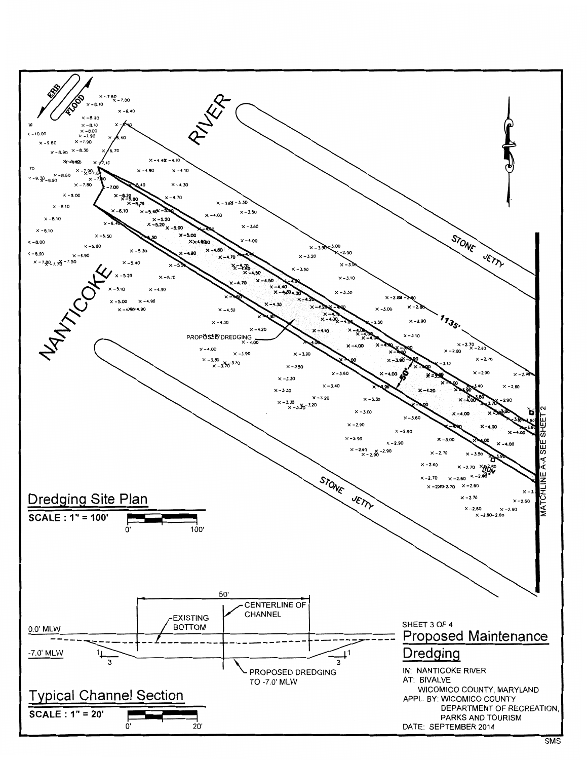## Dredging Site Plan

**SCALE : 1" = 100'**

0' 100'

EBB

FLOOD

NANTICOKE RIVER

STONE JETTY

STONE JETTY

PROPOSED DREDGING

1135'

50'

MATCHLINE A-A SEE SHEET 2

## Typical Channel Section

**SCALE : 1" = 20'**

0' 20'

50'

0.0' MLW

-7.0' MLW

EXISTING BOTTOM

CENTERLINE OF CHANNEL

PROPOSED DREDGING TO -7.0' MLW

1 3

3 1

SHEET 3 OF 4

## Proposed Maintenance Dredging

IN: NANTICOKE RIVER
AT: BIVALVE
WICOMICO COUNTY, MARYLAND
APPL. BY: WICOMICO COUNTY
DEPARTMENT OF RECREATION, PARKS AND TOURISM
DATE: SEPTEMBER 2014

SMS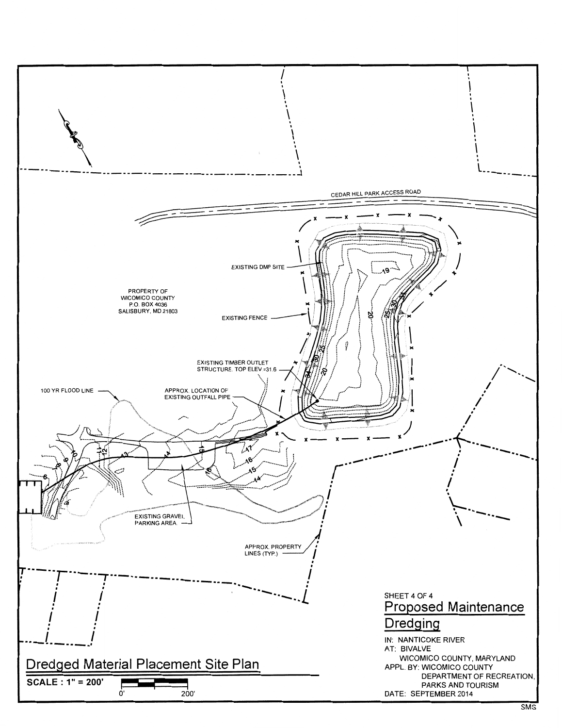CEDAR HILL PARK ACCESS ROAD

EXISTING DMP SITE

PROPERTY OF
WICOMICO COUNTY
P.O. BOX 4036
SALISBURY, MD 21803

EXISTING FENCE

EXISTING TIMBER OUTLET
STRUCTURE. TOP ELEV =31.6

100 YR FLOOD LINE

APPROX. LOCATION OF
EXISTING OUTFALL PIPE

EXISTING GRAVEL
PARKING AREA

APPROX. PROPERTY
LINES (TYP.)

SHEET 4 OF 4

## Proposed Maintenance Dredging

IN: NANTICOKE RIVER
AT: BIVALVE
WICOMICO COUNTY, MARYLAND
APPL. BY: WICOMICO COUNTY
DEPARTMENT OF RECREATION,
PARKS AND TOURISM
DATE: SEPTEMBER 2014

## Dredged Material Placement Site Plan

**SCALE : 1" = 200'**

0' 200'

SMS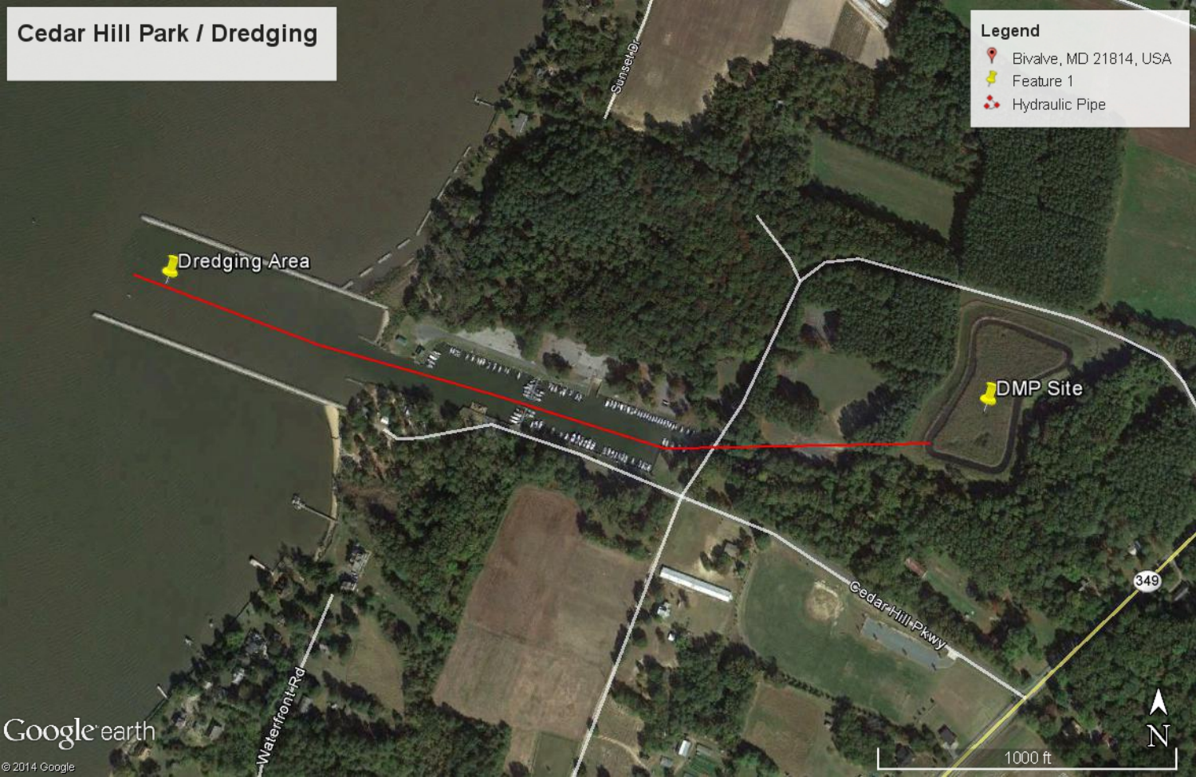Cedar Hill Park / Dredging

Legend

Bivalve, MD 21814, USA

Feature 1

Hydraulic Pipe

Dredging Area

DMP Site

Sunset Dr

Cedar Hill Pkwy

Waterfront Rd

349

1000 ft

N

Google earth

© 2014 Google